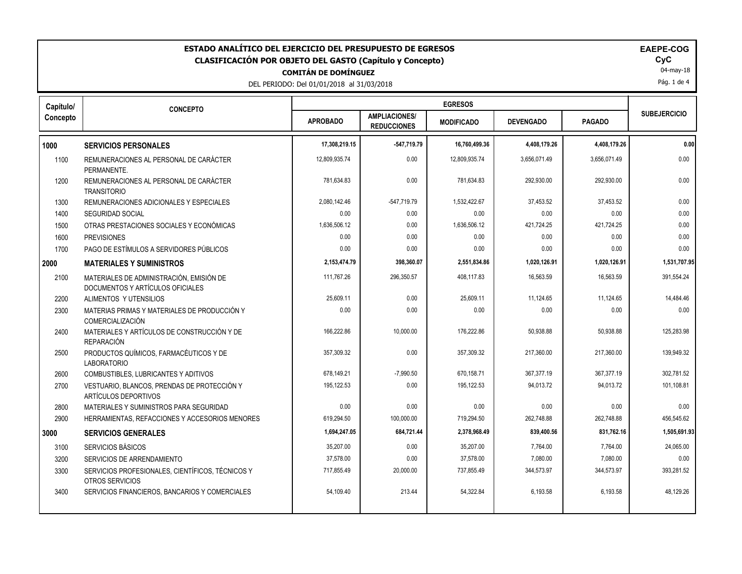# ESTADO ANALÍTICO DEL EJERCICIO DEL PRESUPUESTO DE EGRESOS
## CLASIFICACIÓN POR OBJETO DEL GASTO (Capítulo y Concepto)
### COMITÁN DE DOMÍNGUEZ

DEL PERIODO: Del 01/01/2018 al 31/03/2018

**EAEPE-COG**
**CyC**
04-may-18

| Capítulo/ Concepto | CONCEPTO | EGRESOS | | | | | SUBEJERCICIO |
|---|---|---|---|---|---|---|---|
| | | APROBADO | AMPLIACIONES/ REDUCCIONES | MODIFICADO | DEVENGADO | PAGADO | |
| **1000** | **SERVICIOS PERSONALES** | **17,308,219.15** | **-547,719.79** | **16,760,499.36** | **4,408,179.26** | **4,408,179.26** | **0.00** |
| 1100 | REMUNERACIONES AL PERSONAL DE CARÁCTER PERMANENTE. | 12,809,935.74 | 0.00 | 12,809,935.74 | 3,656,071.49 | 3,656,071.49 | 0.00 |
| 1200 | REMUNERACIONES AL PERSONAL DE CARÁCTER TRANSITORIO | 781,634.83 | 0.00 | 781,634.83 | 292,930.00 | 292,930.00 | 0.00 |
| 1300 | REMUNERACIONES ADICIONALES Y ESPECIALES | 2,080,142.46 | -547,719.79 | 1,532,422.67 | 37,453.52 | 37,453.52 | 0.00 |
| 1400 | SEGURIDAD SOCIAL | 0.00 | 0.00 | 0.00 | 0.00 | 0.00 | 0.00 |
| 1500 | OTRAS PRESTACIONES SOCIALES Y ECONÓMICAS | 1,636,506.12 | 0.00 | 1,636,506.12 | 421,724.25 | 421,724.25 | 0.00 |
| 1600 | PREVISIONES | 0.00 | 0.00 | 0.00 | 0.00 | 0.00 | 0.00 |
| 1700 | PAGO DE ESTÍMULOS A SERVIDORES PÚBLICOS | 0.00 | 0.00 | 0.00 | 0.00 | 0.00 | 0.00 |
| **2000** | **MATERIALES Y SUMINISTROS** | **2,153,474.79** | **398,360.07** | **2,551,834.86** | **1,020,126.91** | **1,020,126.91** | **1,531,707.95** |
| 2100 | MATERIALES DE ADMINISTRACIÓN, EMISIÓN DE DOCUMENTOS Y ARTÍCULOS OFICIALES | 111,767.26 | 296,350.57 | 408,117.83 | 16,563.59 | 16,563.59 | 391,554.24 |
| 2200 | ALIMENTOS Y UTENSILIOS | 25,609.11 | 0.00 | 25,609.11 | 11,124.65 | 11,124.65 | 14,484.46 |
| 2300 | MATERIAS PRIMAS Y MATERIALES DE PRODUCCIÓN Y COMERCIALIZACIÓN | 0.00 | 0.00 | 0.00 | 0.00 | 0.00 | 0.00 |
| 2400 | MATERIALES Y ARTÍCULOS DE CONSTRUCCIÓN Y DE REPARACIÓN | 166,222.86 | 10,000.00 | 176,222.86 | 50,938.88 | 50,938.88 | 125,283.98 |
| 2500 | PRODUCTOS QUÍMICOS, FARMACÉUTICOS Y DE LABORATORIO | 357,309.32 | 0.00 | 357,309.32 | 217,360.00 | 217,360.00 | 139,949.32 |
| 2600 | COMBUSTIBLES, LUBRICANTES Y ADITIVOS | 678,149.21 | -7,990.50 | 670,158.71 | 367,377.19 | 367,377.19 | 302,781.52 |
| 2700 | VESTUARIO, BLANCOS, PRENDAS DE PROTECCIÓN Y ARTÍCULOS DEPORTIVOS | 195,122.53 | 0.00 | 195,122.53 | 94,013.72 | 94,013.72 | 101,108.81 |
| 2800 | MATERIALES Y SUMINISTROS PARA SEGURIDAD | 0.00 | 0.00 | 0.00 | 0.00 | 0.00 | 0.00 |
| 2900 | HERRAMIENTAS, REFACCIONES Y ACCESORIOS MENORES | 619,294.50 | 100,000.00 | 719,294.50 | 262,748.88 | 262,748.88 | 456,545.62 |
| **3000** | **SERVICIOS GENERALES** | **1,694,247.05** | **684,721.44** | **2,378,968.49** | **839,400.56** | **831,762.16** | **1,505,691.93** |
| 3100 | SERVICIOS BÁSICOS | 35,207.00 | 0.00 | 35,207.00 | 7,764.00 | 7,764.00 | 24,065.00 |
| 3200 | SERVICIOS DE ARRENDAMIENTO | 37,578.00 | 0.00 | 37,578.00 | 7,080.00 | 7,080.00 | 0.00 |
| 3300 | SERVICIOS PROFESIONALES, CIENTÍFICOS, TÉCNICOS Y OTROS SERVICIOS | 717,855.49 | 20,000.00 | 737,855.49 | 344,573.97 | 344,573.97 | 393,281.52 |
| 3400 | SERVICIOS FINANCIEROS, BANCARIOS Y COMERCIALES | 54,109.40 | 213.44 | 54,322.84 | 6,193.58 | 6,193.58 | 48,129.26 |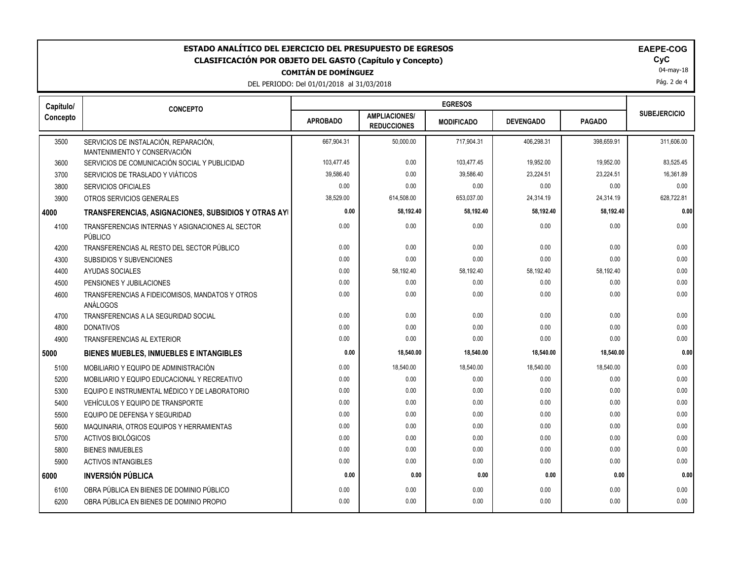# ESTADO ANALÍTICO DEL EJERCICIO DEL PRESUPUESTO DE EGRESOS

## CLASIFICACIÓN POR OBJETO DEL GASTO (Capítulo y Concepto)

**COMITÁN DE DOMÍNGUEZ**

DEL PERIODO: Del 01/01/2018 al 31/03/2018

**EAEPE-COG**

**CyC**

04-may-18

| Capítulo/ Concepto | CONCEPTO | EGRESOS | | | | | SUBEJERCICIO |
|---|---|---|---|---|---|---|---|
| | | APROBADO | AMPLIACIONES/ REDUCCIONES | MODIFICADO | DEVENGADO | PAGADO | |
| 3500 | SERVICIOS DE INSTALACIÓN, REPARACIÓN, MANTENIMIENTO Y CONSERVACIÓN | 667,904.31 | 50,000.00 | 717,904.31 | 406,298.31 | 398,659.91 | 311,606.00 |
| 3600 | SERVICIOS DE COMUNICACIÓN SOCIAL Y PUBLICIDAD | 103,477.45 | 0.00 | 103,477.45 | 19,952.00 | 19,952.00 | 83,525.45 |
| 3700 | SERVICIOS DE TRASLADO Y VIÁTICOS | 39,586.40 | 0.00 | 39,586.40 | 23,224.51 | 23,224.51 | 16,361.89 |
| 3800 | SERVICIOS OFICIALES | 0.00 | 0.00 | 0.00 | 0.00 | 0.00 | 0.00 |
| 3900 | OTROS SERVICIOS GENERALES | 38,529.00 | 614,508.00 | 653,037.00 | 24,314.19 | 24,314.19 | 628,722.81 |
| **4000** | **TRANSFERENCIAS, ASIGNACIONES, SUBSIDIOS Y OTRAS AYI** | **0.00** | **58,192.40** | **58,192.40** | **58,192.40** | **58,192.40** | **0.00** |
| 4100 | TRANSFERENCIAS INTERNAS Y ASIGNACIONES AL SECTOR PÚBLICO | 0.00 | 0.00 | 0.00 | 0.00 | 0.00 | 0.00 |
| 4200 | TRANSFERENCIAS AL RESTO DEL SECTOR PÚBLICO | 0.00 | 0.00 | 0.00 | 0.00 | 0.00 | 0.00 |
| 4300 | SUBSIDIOS Y SUBVENCIONES | 0.00 | 0.00 | 0.00 | 0.00 | 0.00 | 0.00 |
| 4400 | AYUDAS SOCIALES | 0.00 | 58,192.40 | 58,192.40 | 58,192.40 | 58,192.40 | 0.00 |
| 4500 | PENSIONES Y JUBILACIONES | 0.00 | 0.00 | 0.00 | 0.00 | 0.00 | 0.00 |
| 4600 | TRANSFERENCIAS A FIDEICOMISOS, MANDATOS Y OTROS ANÁLOGOS | 0.00 | 0.00 | 0.00 | 0.00 | 0.00 | 0.00 |
| 4700 | TRANSFERENCIAS A LA SEGURIDAD SOCIAL | 0.00 | 0.00 | 0.00 | 0.00 | 0.00 | 0.00 |
| 4800 | DONATIVOS | 0.00 | 0.00 | 0.00 | 0.00 | 0.00 | 0.00 |
| 4900 | TRANSFERENCIAS AL EXTERIOR | 0.00 | 0.00 | 0.00 | 0.00 | 0.00 | 0.00 |
| **5000** | **BIENES MUEBLES, INMUEBLES E INTANGIBLES** | **0.00** | **18,540.00** | **18,540.00** | **18,540.00** | **18,540.00** | **0.00** |
| 5100 | MOBILIARIO Y EQUIPO DE ADMINISTRACIÓN | 0.00 | 18,540.00 | 18,540.00 | 18,540.00 | 18,540.00 | 0.00 |
| 5200 | MOBILIARIO Y EQUIPO EDUCACIONAL Y RECREATIVO | 0.00 | 0.00 | 0.00 | 0.00 | 0.00 | 0.00 |
| 5300 | EQUIPO E INSTRUMENTAL MÉDICO Y DE LABORATORIO | 0.00 | 0.00 | 0.00 | 0.00 | 0.00 | 0.00 |
| 5400 | VEHÍCULOS Y EQUIPO DE TRANSPORTE | 0.00 | 0.00 | 0.00 | 0.00 | 0.00 | 0.00 |
| 5500 | EQUIPO DE DEFENSA Y SEGURIDAD | 0.00 | 0.00 | 0.00 | 0.00 | 0.00 | 0.00 |
| 5600 | MAQUINARIA, OTROS EQUIPOS Y HERRAMIENTAS | 0.00 | 0.00 | 0.00 | 0.00 | 0.00 | 0.00 |
| 5700 | ACTIVOS BIOLÓGICOS | 0.00 | 0.00 | 0.00 | 0.00 | 0.00 | 0.00 |
| 5800 | BIENES INMUEBLES | 0.00 | 0.00 | 0.00 | 0.00 | 0.00 | 0.00 |
| 5900 | ACTIVOS INTANGIBLES | 0.00 | 0.00 | 0.00 | 0.00 | 0.00 | 0.00 |
| **6000** | **INVERSIÓN PÚBLICA** | **0.00** | **0.00** | **0.00** | **0.00** | **0.00** | **0.00** |
| 6100 | OBRA PÚBLICA EN BIENES DE DOMINIO PÚBLICO | 0.00 | 0.00 | 0.00 | 0.00 | 0.00 | 0.00 |
| 6200 | OBRA PÚBLICA EN BIENES DE DOMINIO PROPIO | 0.00 | 0.00 | 0.00 | 0.00 | 0.00 | 0.00 |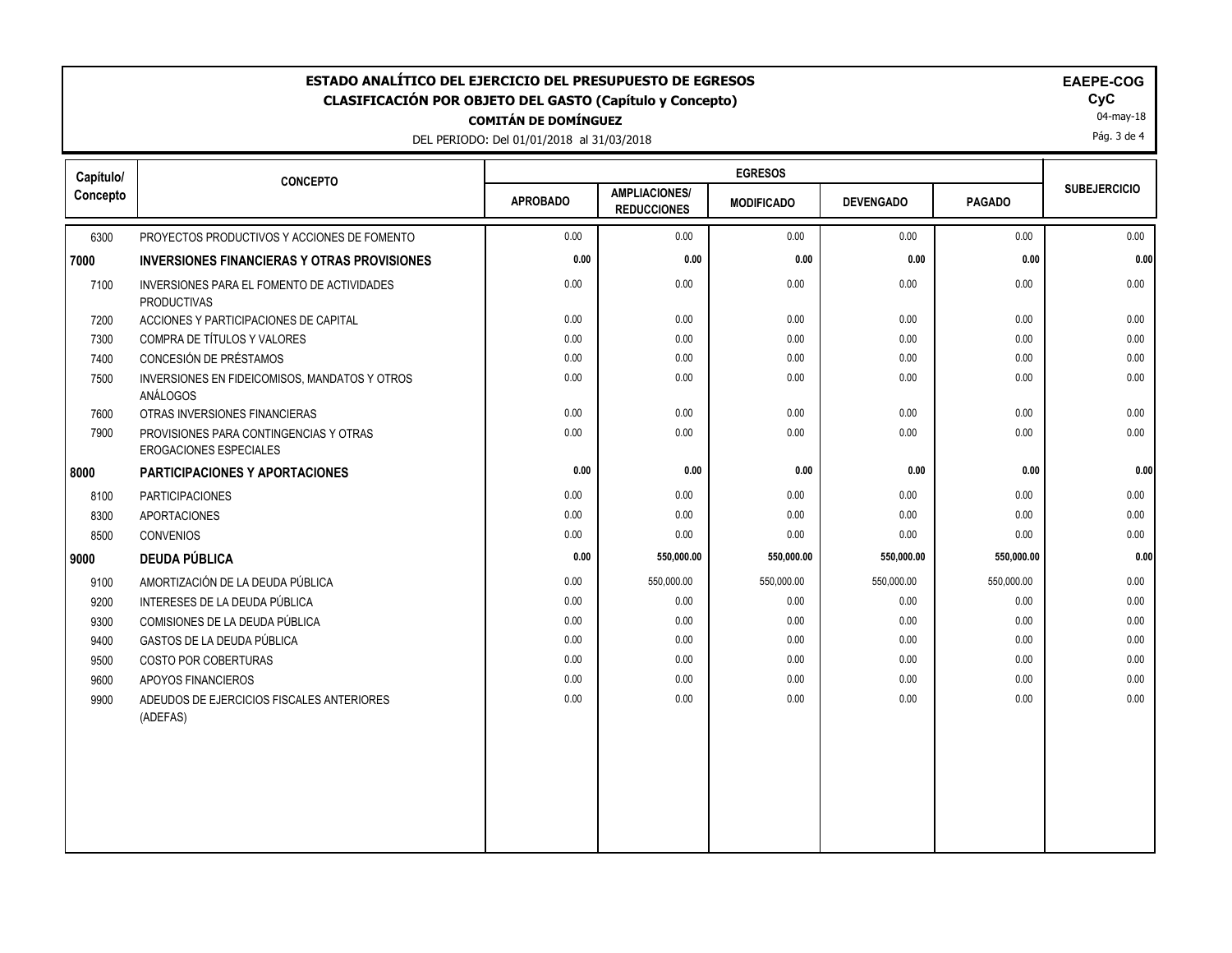# ESTADO ANALÍTICO DEL EJERCICIO DEL PRESUPUESTO DE EGRESOS
## CLASIFICACIÓN POR OBJETO DEL GASTO (Capítulo y Concepto)
**COMITÁN DE DOMÍNGUEZ**

DEL PERIODO: Del 01/01/2018 al 31/03/2018

**EAEPE-COG**
**CyC**
04-may-18

| Capítulo/ Concepto | CONCEPTO | EGRESOS | | | | | SUBEJERCICIO |
|---|---|---|---|---|---|---|---|
| | | APROBADO | AMPLIACIONES/ REDUCCIONES | MODIFICADO | DEVENGADO | PAGADO | |
| 6300 | PROYECTOS PRODUCTIVOS Y ACCIONES DE FOMENTO | 0.00 | 0.00 | 0.00 | 0.00 | 0.00 | 0.00 |
| **7000** | **INVERSIONES FINANCIERAS Y OTRAS PROVISIONES** | **0.00** | **0.00** | **0.00** | **0.00** | **0.00** | **0.00** |
| 7100 | INVERSIONES PARA EL FOMENTO DE ACTIVIDADES PRODUCTIVAS | 0.00 | 0.00 | 0.00 | 0.00 | 0.00 | 0.00 |
| 7200 | ACCIONES Y PARTICIPACIONES DE CAPITAL | 0.00 | 0.00 | 0.00 | 0.00 | 0.00 | 0.00 |
| 7300 | COMPRA DE TÍTULOS Y VALORES | 0.00 | 0.00 | 0.00 | 0.00 | 0.00 | 0.00 |
| 7400 | CONCESIÓN DE PRÉSTAMOS | 0.00 | 0.00 | 0.00 | 0.00 | 0.00 | 0.00 |
| 7500 | INVERSIONES EN FIDEICOMISOS, MANDATOS Y OTROS ANÁLOGOS | 0.00 | 0.00 | 0.00 | 0.00 | 0.00 | 0.00 |
| 7600 | OTRAS INVERSIONES FINANCIERAS | 0.00 | 0.00 | 0.00 | 0.00 | 0.00 | 0.00 |
| 7900 | PROVISIONES PARA CONTINGENCIAS Y OTRAS EROGACIONES ESPECIALES | 0.00 | 0.00 | 0.00 | 0.00 | 0.00 | 0.00 |
| **8000** | **PARTICIPACIONES Y APORTACIONES** | **0.00** | **0.00** | **0.00** | **0.00** | **0.00** | **0.00** |
| 8100 | PARTICIPACIONES | 0.00 | 0.00 | 0.00 | 0.00 | 0.00 | 0.00 |
| 8300 | APORTACIONES | 0.00 | 0.00 | 0.00 | 0.00 | 0.00 | 0.00 |
| 8500 | CONVENIOS | 0.00 | 0.00 | 0.00 | 0.00 | 0.00 | 0.00 |
| **9000** | **DEUDA PÚBLICA** | **0.00** | **550,000.00** | **550,000.00** | **550,000.00** | **550,000.00** | **0.00** |
| 9100 | AMORTIZACIÓN DE LA DEUDA PÚBLICA | 0.00 | 550,000.00 | 550,000.00 | 550,000.00 | 550,000.00 | 0.00 |
| 9200 | INTERESES DE LA DEUDA PÚBLICA | 0.00 | 0.00 | 0.00 | 0.00 | 0.00 | 0.00 |
| 9300 | COMISIONES DE LA DEUDA PÚBLICA | 0.00 | 0.00 | 0.00 | 0.00 | 0.00 | 0.00 |
| 9400 | GASTOS DE LA DEUDA PÚBLICA | 0.00 | 0.00 | 0.00 | 0.00 | 0.00 | 0.00 |
| 9500 | COSTO POR COBERTURAS | 0.00 | 0.00 | 0.00 | 0.00 | 0.00 | 0.00 |
| 9600 | APOYOS FINANCIEROS | 0.00 | 0.00 | 0.00 | 0.00 | 0.00 | 0.00 |
| 9900 | ADEUDOS DE EJERCICIOS FISCALES ANTERIORES (ADEFAS) | 0.00 | 0.00 | 0.00 | 0.00 | 0.00 | 0.00 |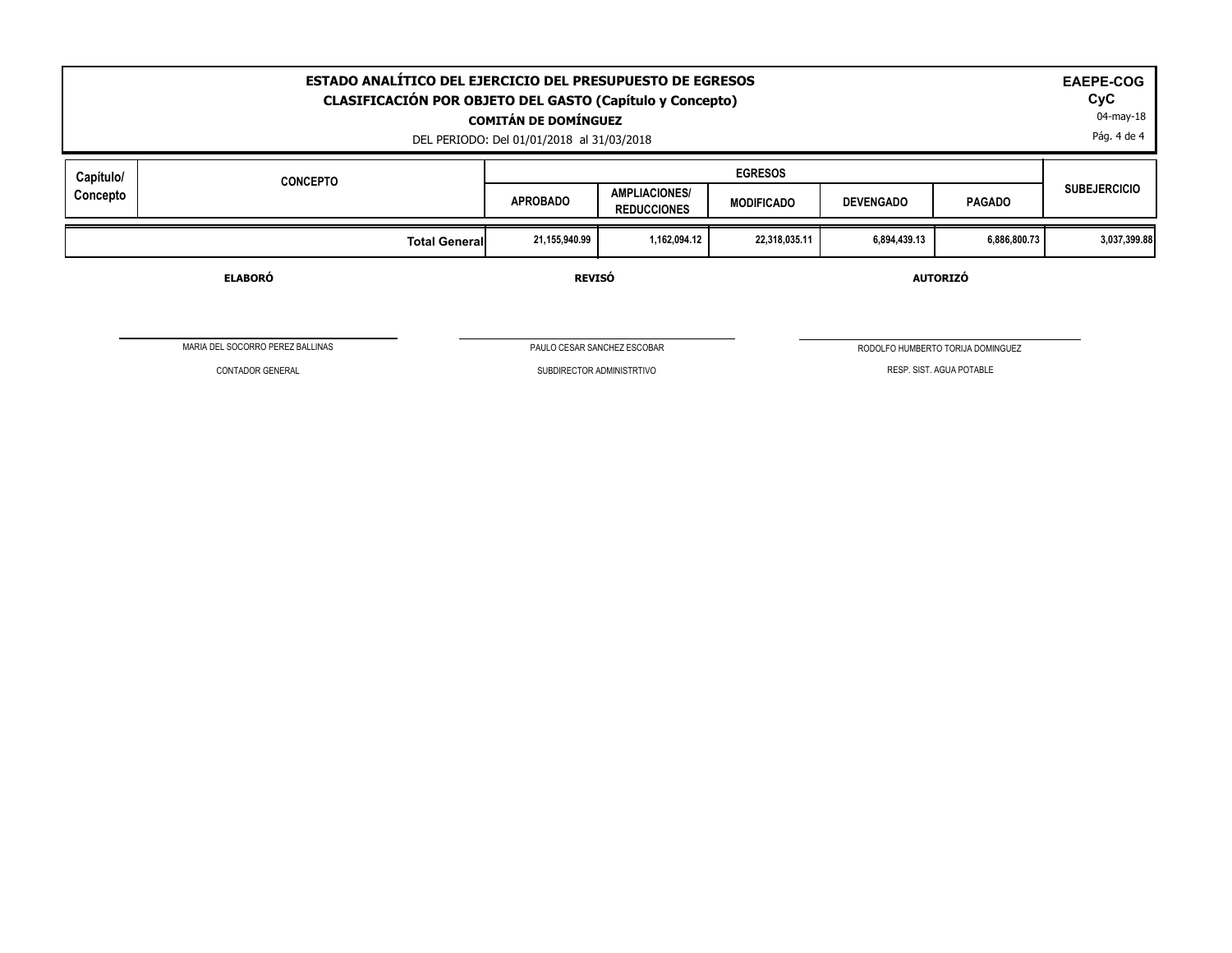# ESTADO ANALÍTICO DEL EJERCICIO DEL PRESUPUESTO DE EGRESOS

## CLASIFICACIÓN POR OBJETO DEL GASTO (Capítulo y Concepto)

**COMITÁN DE DOMÍNGUEZ**

DEL PERIODO: Del 01/01/2018 al 31/03/2018

**EAEPE-COG**
**CyC**
04-may-18

| Capítulo/ Concepto | CONCEPTO | EGRESOS | | | | | SUBEJERCICIO |
|---|---|---|---|---|---|---|---|
| | | APROBADO | AMPLIACIONES/ REDUCCIONES | MODIFICADO | DEVENGADO | PAGADO | |
| | **Total General** | **21,155,940.99** | **1,162,094.12** | **22,318,035.11** | **6,894,439.13** | **6,886,800.73** | **3,037,399.88** |

| ELABORÓ | REVISÓ | AUTORIZÓ |
|---|---|---|
| MARIA DEL SOCORRO PEREZ BALLINAS | PAULO CESAR SANCHEZ ESCOBAR | RODOLFO HUMBERTO TORIJA DOMINGUEZ |
| CONTADOR GENERAL | SUBDIRECTOR ADMINISTRTIVO | RESP. SIST. AGUA POTABLE |